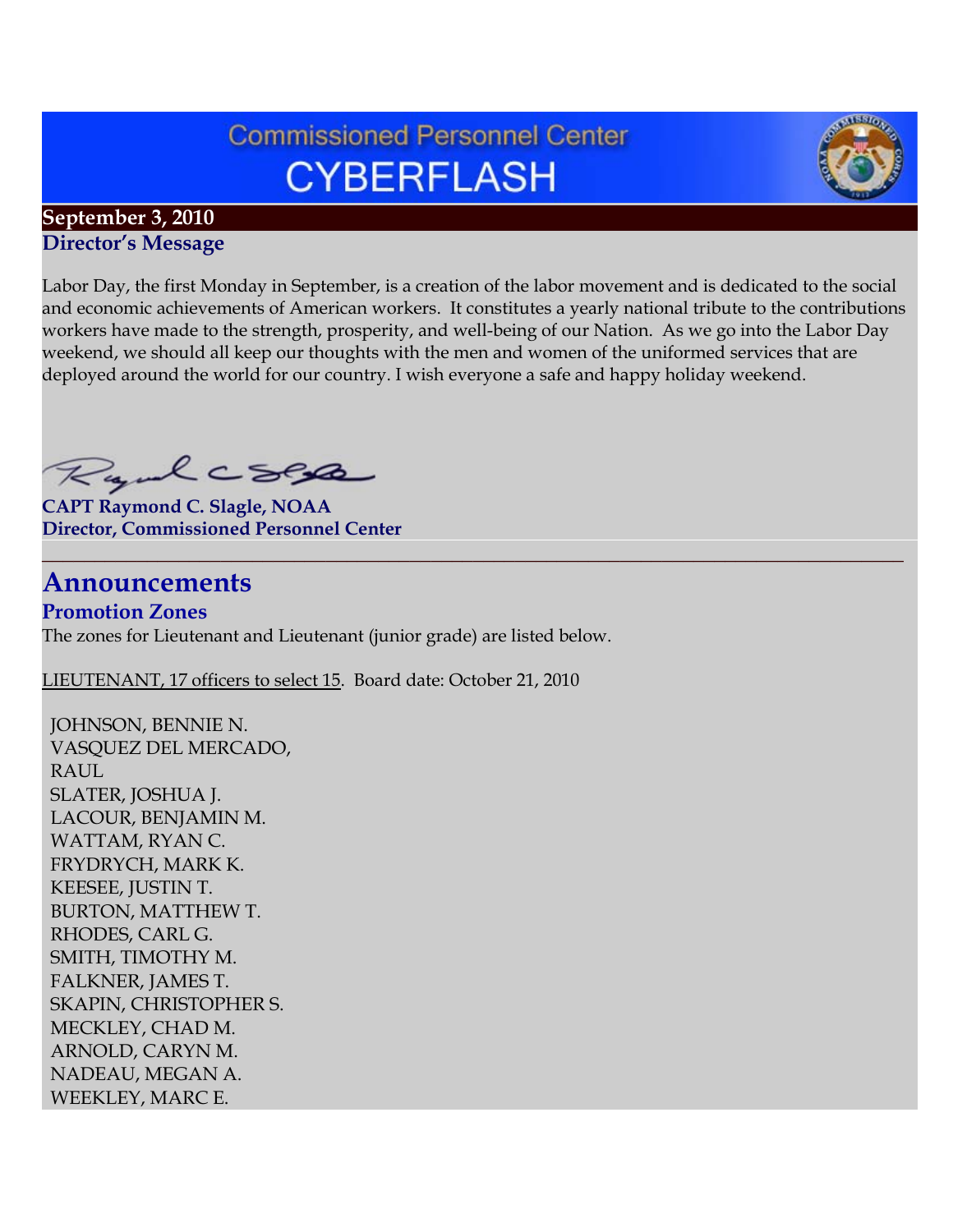# Commissioned Personnel Center CYBERFLASH

**September 3, 2010**

## Director's Message

Labor Day, the first Monday in September, is a creation of the labor movement and is dedicated to the social and economic achievements of American workers. It constitutes a yearly national tribute to the contributions workers have made to the strength, prosperity, and well-being of our Nation. As we go into the Labor Day weekend, we should all keep our thoughts with the men and women of the uniformed services that are deployed around the world for our country. I wish everyone a safe and happy holiday weekend.

**CAPT Raymond C. Slagle, NOAA**
**Director, Commissioned Personnel Center**

---

# Announcements

## Promotion Zones

The zones for Lieutenant and Lieutenant (junior grade) are listed below.

LIEUTENANT, 17 officers to select 15. Board date: October 21, 2010

JOHNSON, BENNIE N.
VASQUEZ DEL MERCADO, RAUL
SLATER, JOSHUA J.
LACOUR, BENJAMIN M.
WATTAM, RYAN C.
FRYDRYCH, MARK K.
KEESEE, JUSTIN T.
BURTON, MATTHEW T.
RHODES, CARL G.
SMITH, TIMOTHY M.
FALKNER, JAMES T.
SKAPIN, CHRISTOPHER S.
MECKLEY, CHAD M.
ARNOLD, CARYN M.
NADEAU, MEGAN A.
WEEKLEY, MARC E.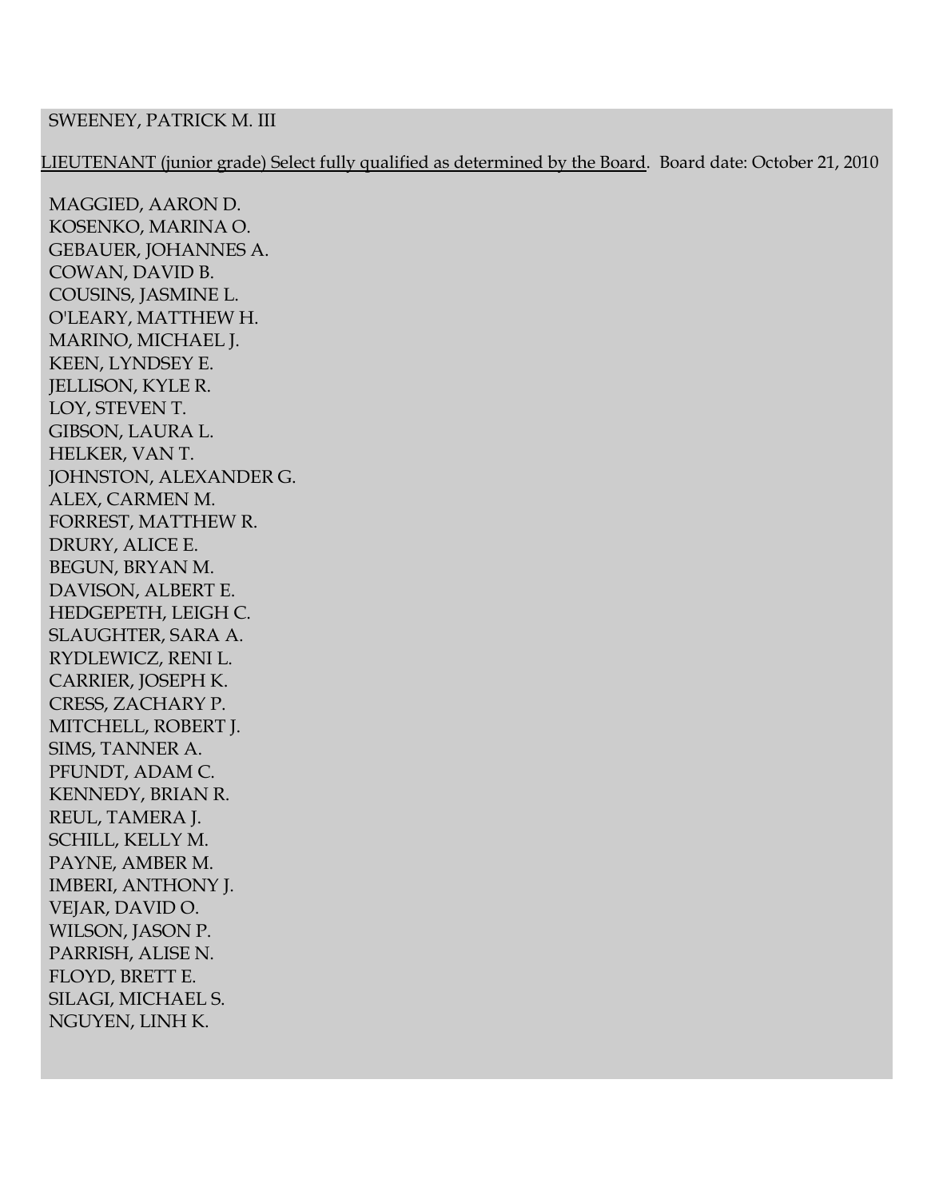SWEENEY, PATRICK M. III

LIEUTENANT (junior grade) Select fully qualified as determined by the Board. Board date: October 21, 2010

MAGGIED, AARON D.
KOSENKO, MARINA O.
GEBAUER, JOHANNES A.
COWAN, DAVID B.
COUSINS, JASMINE L.
O'LEARY, MATTHEW H.
MARINO, MICHAEL J.
KEEN, LYNDSEY E.
JELLISON, KYLE R.
LOY, STEVEN T.
GIBSON, LAURA L.
HELKER, VAN T.
JOHNSTON, ALEXANDER G.
ALEX, CARMEN M.
FORREST, MATTHEW R.
DRURY, ALICE E.
BEGUN, BRYAN M.
DAVISON, ALBERT E.
HEDGEPETH, LEIGH C.
SLAUGHTER, SARA A.
RYDLEWICZ, RENI L.
CARRIER, JOSEPH K.
CRESS, ZACHARY P.
MITCHELL, ROBERT J.
SIMS, TANNER A.
PFUNDT, ADAM C.
KENNEDY, BRIAN R.
REUL, TAMERA J.
SCHILL, KELLY M.
PAYNE, AMBER M.
IMBERI, ANTHONY J.
VEJAR, DAVID O.
WILSON, JASON P.
PARRISH, ALISE N.
FLOYD, BRETT E.
SILAGI, MICHAEL S.
NGUYEN, LINH K.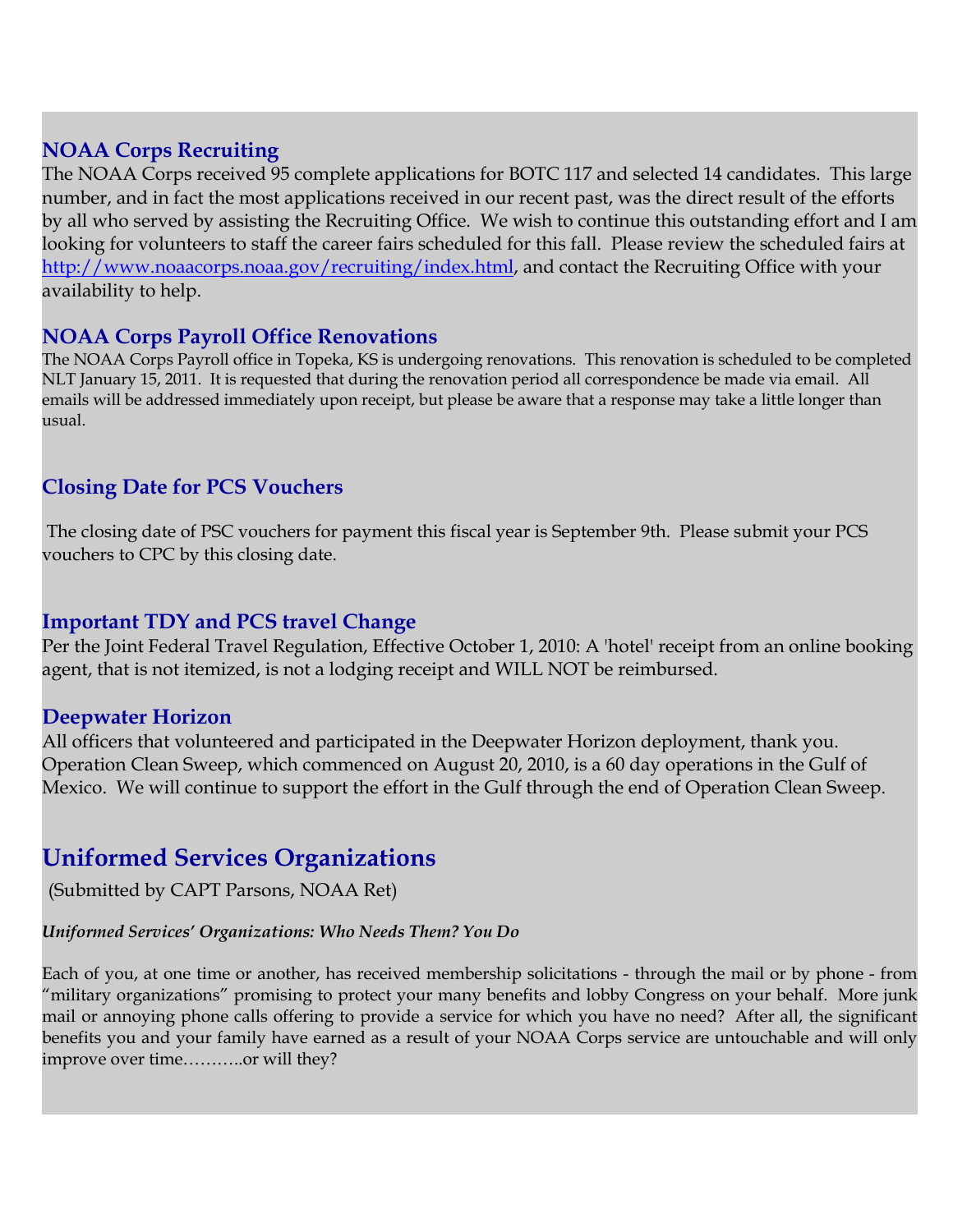## NOAA Corps Recruiting

The NOAA Corps received 95 complete applications for BOTC 117 and selected 14 candidates. This large number, and in fact the most applications received in our recent past, was the direct result of the efforts by all who served by assisting the Recruiting Office. We wish to continue this outstanding effort and I am looking for volunteers to staff the career fairs scheduled for this fall. Please review the scheduled fairs at http://www.noaacorps.noaa.gov/recruiting/index.html, and contact the Recruiting Office with your availability to help.

## NOAA Corps Payroll Office Renovations

The NOAA Corps Payroll office in Topeka, KS is undergoing renovations. This renovation is scheduled to be completed NLT January 15, 2011. It is requested that during the renovation period all correspondence be made via email. All emails will be addressed immediately upon receipt, but please be aware that a response may take a little longer than usual.

## Closing Date for PCS Vouchers

The closing date of PSC vouchers for payment this fiscal year is September 9th. Please submit your PCS vouchers to CPC by this closing date.

## Important TDY and PCS travel Change

Per the Joint Federal Travel Regulation, Effective October 1, 2010: A 'hotel' receipt from an online booking agent, that is not itemized, is not a lodging receipt and WILL NOT be reimbursed.

## Deepwater Horizon

All officers that volunteered and participated in the Deepwater Horizon deployment, thank you. Operation Clean Sweep, which commenced on August 20, 2010, is a 60 day operations in the Gulf of Mexico. We will continue to support the effort in the Gulf through the end of Operation Clean Sweep.

# Uniformed Services Organizations

(Submitted by CAPT Parsons, NOAA Ret)

***Uniformed Services' Organizations: Who Needs Them? You Do***

Each of you, at one time or another, has received membership solicitations - through the mail or by phone - from "military organizations" promising to protect your many benefits and lobby Congress on your behalf. More junk mail or annoying phone calls offering to provide a service for which you have no need? After all, the significant benefits you and your family have earned as a result of your NOAA Corps service are untouchable and will only improve over time………..or will they?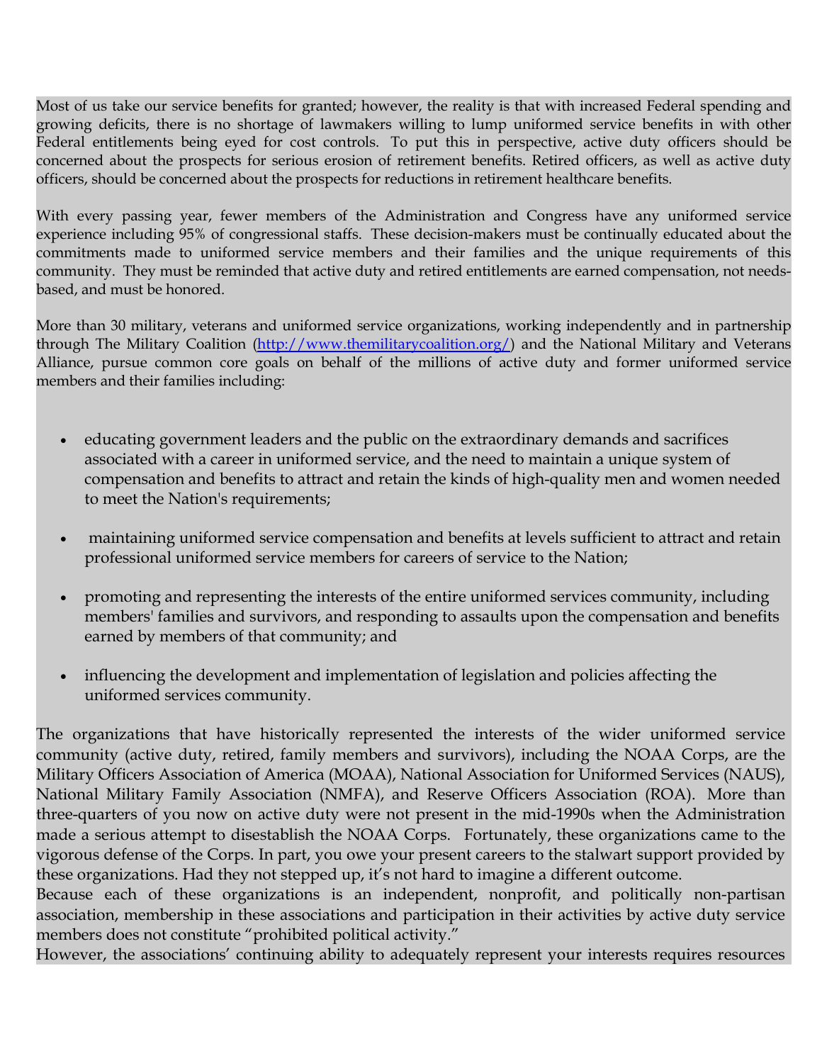Most of us take our service benefits for granted; however, the reality is that with increased Federal spending and growing deficits, there is no shortage of lawmakers willing to lump uniformed service benefits in with other Federal entitlements being eyed for cost controls. To put this in perspective, active duty officers should be concerned about the prospects for serious erosion of retirement benefits. Retired officers, as well as active duty officers, should be concerned about the prospects for reductions in retirement healthcare benefits.

With every passing year, fewer members of the Administration and Congress have any uniformed service experience including 95% of congressional staffs. These decision-makers must be continually educated about the commitments made to uniformed service members and their families and the unique requirements of this community. They must be reminded that active duty and retired entitlements are earned compensation, not needs-based, and must be honored.

More than 30 military, veterans and uniformed service organizations, working independently and in partnership through The Military Coalition (http://www.themilitarycoalition.org/) and the National Military and Veterans Alliance, pursue common core goals on behalf of the millions of active duty and former uniformed service members and their families including:

- educating government leaders and the public on the extraordinary demands and sacrifices associated with a career in uniformed service, and the need to maintain a unique system of compensation and benefits to attract and retain the kinds of high-quality men and women needed to meet the Nation's requirements;
- maintaining uniformed service compensation and benefits at levels sufficient to attract and retain professional uniformed service members for careers of service to the Nation;
- promoting and representing the interests of the entire uniformed services community, including members' families and survivors, and responding to assaults upon the compensation and benefits earned by members of that community; and
- influencing the development and implementation of legislation and policies affecting the uniformed services community.

The organizations that have historically represented the interests of the wider uniformed service community (active duty, retired, family members and survivors), including the NOAA Corps, are the Military Officers Association of America (MOAA), National Association for Uniformed Services (NAUS), National Military Family Association (NMFA), and Reserve Officers Association (ROA). More than three-quarters of you now on active duty were not present in the mid-1990s when the Administration made a serious attempt to disestablish the NOAA Corps. Fortunately, these organizations came to the vigorous defense of the Corps. In part, you owe your present careers to the stalwart support provided by these organizations. Had they not stepped up, it's not hard to imagine a different outcome.

Because each of these organizations is an independent, nonprofit, and politically non-partisan association, membership in these associations and participation in their activities by active duty service members does not constitute "prohibited political activity."

However, the associations' continuing ability to adequately represent your interests requires resources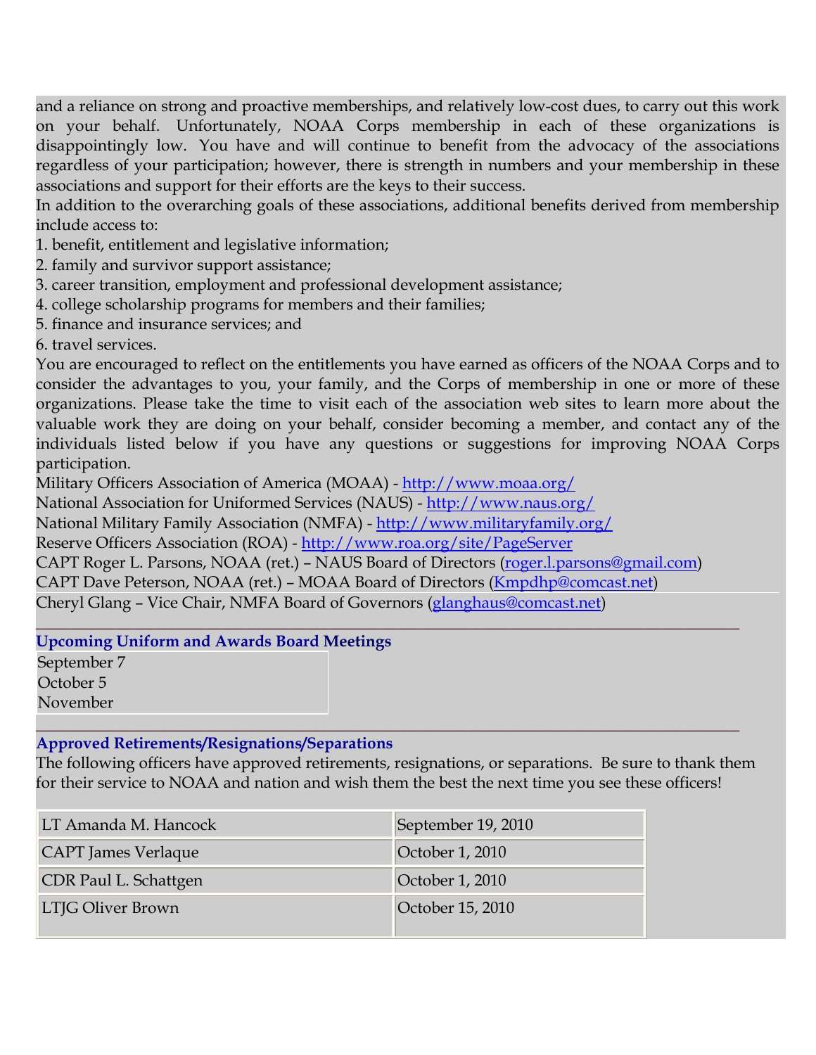and a reliance on strong and proactive memberships, and relatively low-cost dues, to carry out this work on your behalf. Unfortunately, NOAA Corps membership in each of these organizations is disappointingly low. You have and will continue to benefit from the advocacy of the associations regardless of your participation; however, there is strength in numbers and your membership in these associations and support for their efforts are the keys to their success.

In addition to the overarching goals of these associations, additional benefits derived from membership include access to:

1. benefit, entitlement and legislative information;
2. family and survivor support assistance;
3. career transition, employment and professional development assistance;
4. college scholarship programs for members and their families;
5. finance and insurance services; and
6. travel services.

You are encouraged to reflect on the entitlements you have earned as officers of the NOAA Corps and to consider the advantages to you, your family, and the Corps of membership in one or more of these organizations. Please take the time to visit each of the association web sites to learn more about the valuable work they are doing on your behalf, consider becoming a member, and contact any of the individuals listed below if you have any questions or suggestions for improving NOAA Corps participation.

Military Officers Association of America (MOAA) - http://www.moaa.org/
National Association for Uniformed Services (NAUS) - http://www.naus.org/
National Military Family Association (NMFA) - http://www.militaryfamily.org/
Reserve Officers Association (ROA) - http://www.roa.org/site/PageServer
CAPT Roger L. Parsons, NOAA (ret.) – NAUS Board of Directors (roger.l.parsons@gmail.com)
CAPT Dave Peterson, NOAA (ret.) – MOAA Board of Directors (Kmpdhp@comcast.net)
Cheryl Glang – Vice Chair, NMFA Board of Governors (glanghaus@comcast.net)

---

### Upcoming Uniform and Awards Board Meetings

| |
|---|
| September 7 |
| October 5 |
| November |

---

### Approved Retirements/Resignations/Separations

The following officers have approved retirements, resignations, or separations. Be sure to thank them for their service to NOAA and nation and wish them the best the next time you see these officers!

| | |
|---|---|
| LT Amanda M. Hancock | September 19, 2010 |
| CAPT James Verlaque | October 1, 2010 |
| CDR Paul L. Schattgen | October 1, 2010 |
| LTJG Oliver Brown | October 15, 2010 |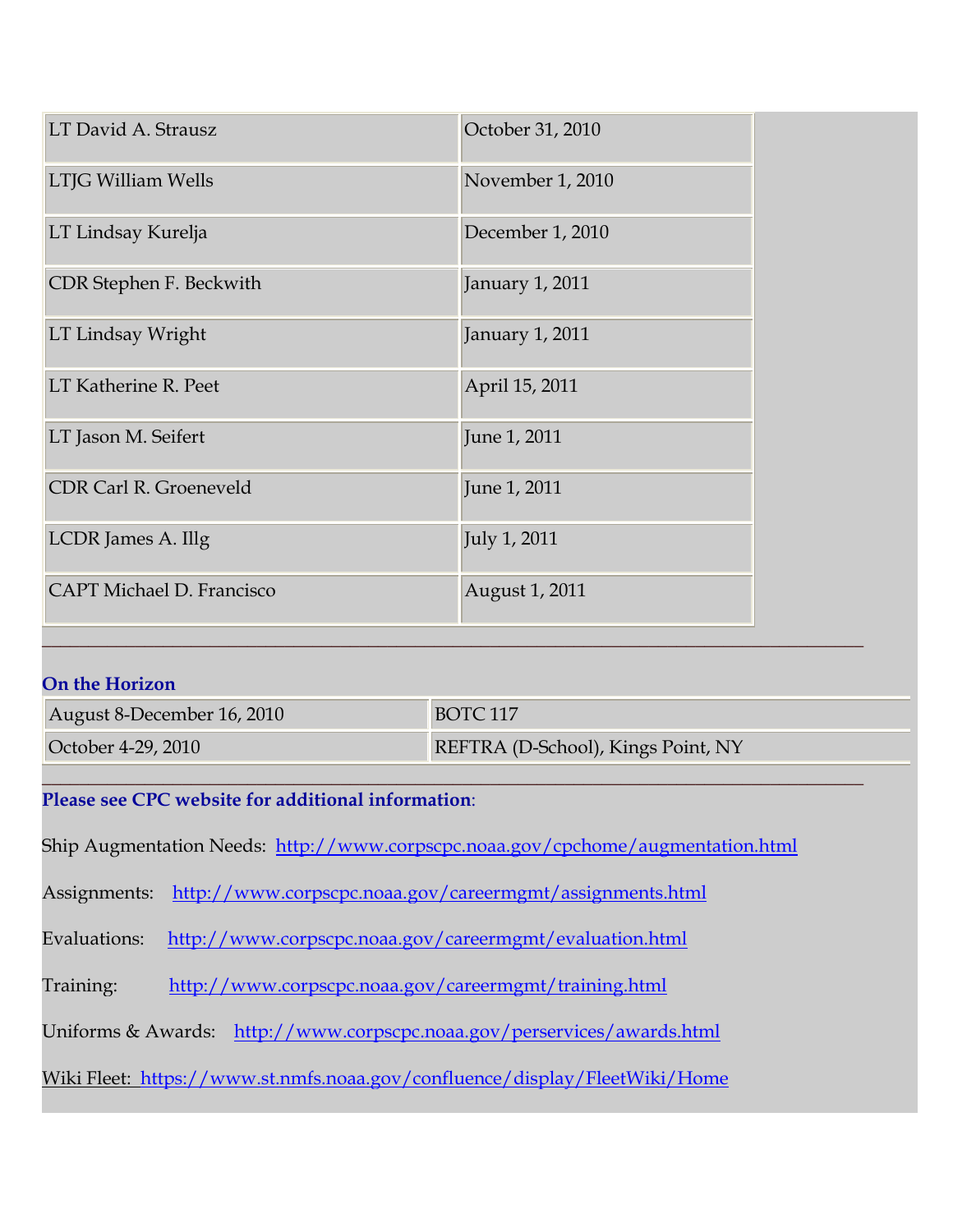| | |
|---|---|
| LT David A. Strausz | October 31, 2010 |
| LTJG William Wells | November 1, 2010 |
| LT Lindsay Kurelja | December 1, 2010 |
| CDR Stephen F. Beckwith | January 1, 2011 |
| LT Lindsay Wright | January 1, 2011 |
| LT Katherine R. Peet | April 15, 2011 |
| LT Jason M. Seifert | June 1, 2011 |
| CDR Carl R. Groeneveld | June 1, 2011 |
| LCDR James A. Illg | July 1, 2011 |
| CAPT Michael D. Francisco | August 1, 2011 |

---

**On the Horizon**

| | |
|---|---|
| August 8-December 16, 2010 | BOTC 117 |
| October 4-29, 2010 | REFTRA (D-School), Kings Point, NY |

---

**Please see CPC website for additional information**:

Ship Augmentation Needs: http://www.corpscpc.noaa.gov/cpchome/augmentation.html

Assignments: http://www.corpscpc.noaa.gov/careermgmt/assignments.html

Evaluations: http://www.corpscpc.noaa.gov/careermgmt/evaluation.html

Training: http://www.corpscpc.noaa.gov/careermgmt/training.html

Uniforms & Awards: http://www.corpscpc.noaa.gov/perservices/awards.html

Wiki Fleet: https://www.st.nmfs.noaa.gov/confluence/display/FleetWiki/Home